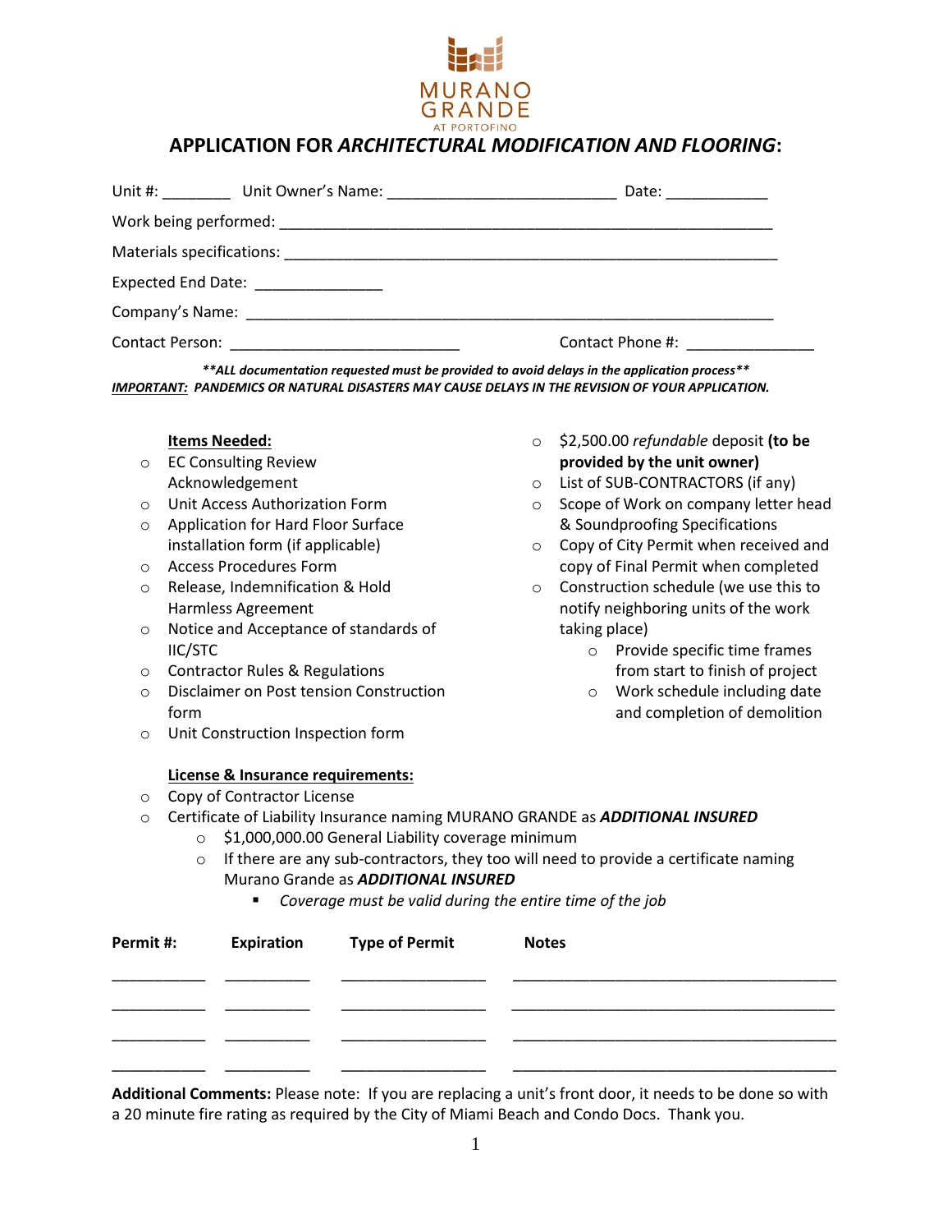MURANO GRANDE

AT PORTOFINO

# APPLICATION FOR *ARCHITECTURAL MODIFICATION AND FLOORING*:

Unit #: ________ Unit Owner's Name: ___________________________ Date: ____________

Work being performed: ___________________________________________________________

Materials specifications: _________________________________________________________

Expected End Date: _______________

Company's Name: _______________________________________________________________

Contact Person: ___________________________ Contact Phone #: _______________

***\*\*ALL documentation requested must be provided to avoid delays in the application process\*\****

***IMPORTANT:* PANDEMICS OR NATURAL DISASTERS MAY CAUSE DELAYS IN THE REVISION OF YOUR APPLICATION.**

**Items Needed:**

- EC Consulting Review Acknowledgement
- Unit Access Authorization Form
- Application for Hard Floor Surface installation form (if applicable)
- Access Procedures Form
- Release, Indemnification & Hold Harmless Agreement
- Notice and Acceptance of standards of IIC/STC
- Contractor Rules & Regulations
- Disclaimer on Post tension Construction form
- Unit Construction Inspection form
- $2,500.00 *refundable* deposit **(to be provided by the unit owner)**
- List of SUB-CONTRACTORS (if any)
- Scope of Work on company letter head & Soundproofing Specifications
- Copy of City Permit when received and copy of Final Permit when completed
- Construction schedule (we use this to notify neighboring units of the work taking place)
  - Provide specific time frames from start to finish of project
  - Work schedule including date and completion of demolition

**License & Insurance requirements:**

- Copy of Contractor License
- Certificate of Liability Insurance naming MURANO GRANDE as ***ADDITIONAL INSURED***
  - $1,000,000.00 General Liability coverage minimum
  - If there are any sub-contractors, they too will need to provide a certificate naming Murano Grande as ***ADDITIONAL INSURED***
    - *Coverage must be valid during the entire time of the job*

| Permit #: | Expiration | Type of Permit | Notes |
|---|---|---|---|
| | | | |
| | | | |
| | | | |
| | | | |

**Additional Comments:** Please note: If you are replacing a unit's front door, it needs to be done so with a 20 minute fire rating as required by the City of Miami Beach and Condo Docs. Thank you.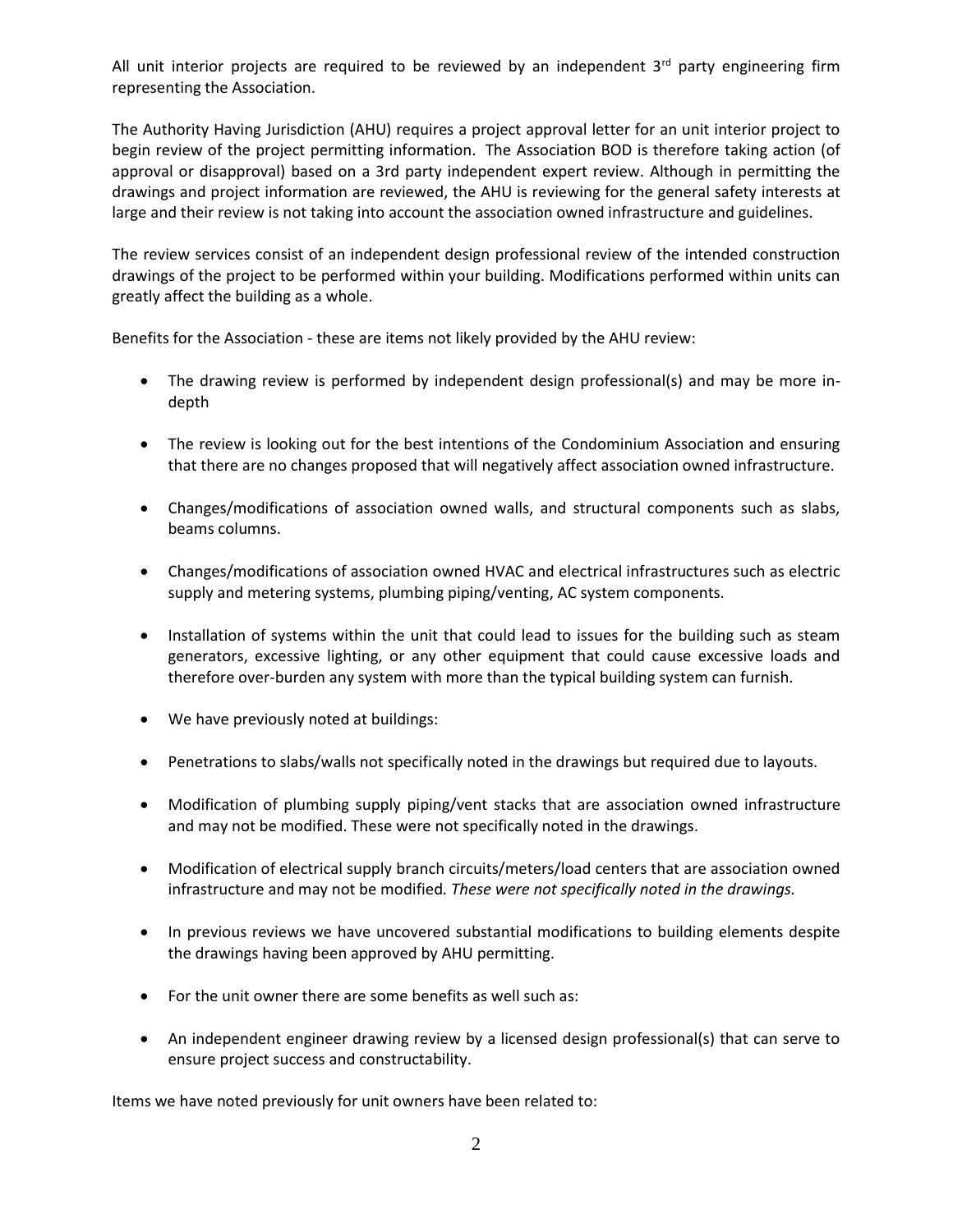All unit interior projects are required to be reviewed by an independent 3rd party engineering firm representing the Association.

The Authority Having Jurisdiction (AHU) requires a project approval letter for an unit interior project to begin review of the project permitting information. The Association BOD is therefore taking action (of approval or disapproval) based on a 3rd party independent expert review. Although in permitting the drawings and project information are reviewed, the AHU is reviewing for the general safety interests at large and their review is not taking into account the association owned infrastructure and guidelines.

The review services consist of an independent design professional review of the intended construction drawings of the project to be performed within your building. Modifications performed within units can greatly affect the building as a whole.

Benefits for the Association - these are items not likely provided by the AHU review:

- The drawing review is performed by independent design professional(s) and may be more in-depth
- The review is looking out for the best intentions of the Condominium Association and ensuring that there are no changes proposed that will negatively affect association owned infrastructure.
- Changes/modifications of association owned walls, and structural components such as slabs, beams columns.
- Changes/modifications of association owned HVAC and electrical infrastructures such as electric supply and metering systems, plumbing piping/venting, AC system components.
- Installation of systems within the unit that could lead to issues for the building such as steam generators, excessive lighting, or any other equipment that could cause excessive loads and therefore over-burden any system with more than the typical building system can furnish.
- We have previously noted at buildings:
- Penetrations to slabs/walls not specifically noted in the drawings but required due to layouts.
- Modification of plumbing supply piping/vent stacks that are association owned infrastructure and may not be modified. These were not specifically noted in the drawings.
- Modification of electrical supply branch circuits/meters/load centers that are association owned infrastructure and may not be modified. *These were not specifically noted in the drawings.*
- In previous reviews we have uncovered substantial modifications to building elements despite the drawings having been approved by AHU permitting.
- For the unit owner there are some benefits as well such as:
- An independent engineer drawing review by a licensed design professional(s) that can serve to ensure project success and constructability.

Items we have noted previously for unit owners have been related to: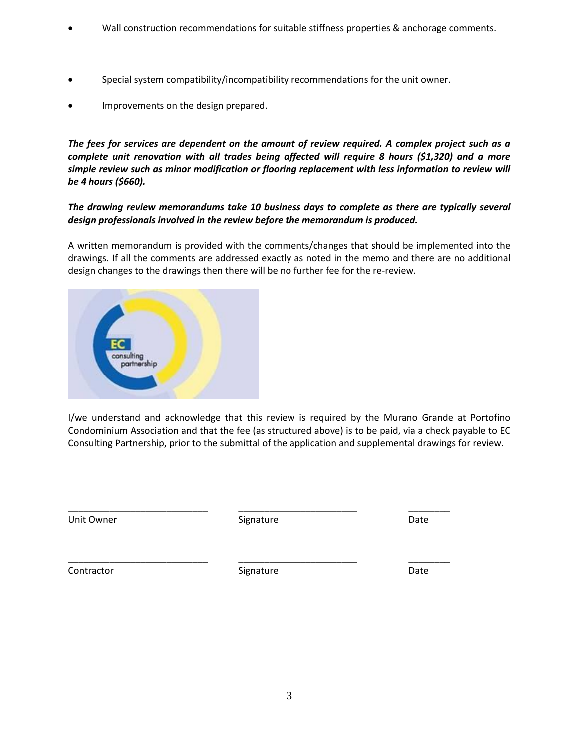- Wall construction recommendations for suitable stiffness properties & anchorage comments.
- Special system compatibility/incompatibility recommendations for the unit owner.
- Improvements on the design prepared.

***The fees for services are dependent on the amount of review required. A complex project such as a complete unit renovation with all trades being affected will require 8 hours ($1,320) and a more simple review such as minor modification or flooring replacement with less information to review will be 4 hours ($660).***

***The drawing review memorandums take 10 business days to complete as there are typically several design professionals involved in the review before the memorandum is produced.***

A written memorandum is provided with the comments/changes that should be implemented into the drawings. If all the comments are addressed exactly as noted in the memo and there are no additional design changes to the drawings then there will be no further fee for the re-review.

EC consulting partnership

I/we understand and acknowledge that this review is required by the Murano Grande at Portofino Condominium Association and that the fee (as structured above) is to be paid, via a check payable to EC Consulting Partnership, prior to the submittal of the application and supplemental drawings for review.

| ___________________________ | _______________________ | ________ |
|---|---|---|
| Unit Owner | Signature | Date |
| ___________________________ | _______________________ | ________ |
| Contractor | Signature | Date |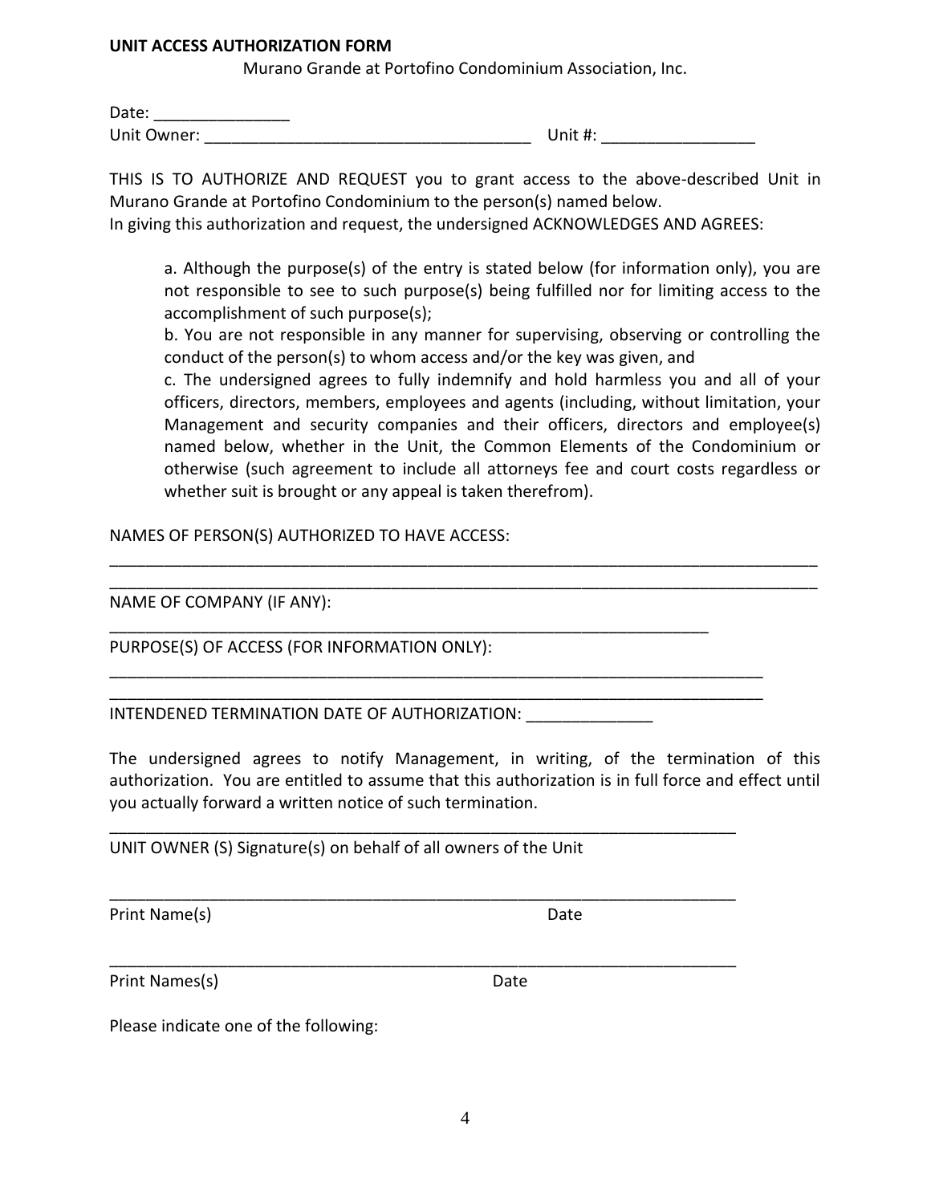**UNIT ACCESS AUTHORIZATION FORM**

Murano Grande at Portofino Condominium Association, Inc.

Date: _______________

Unit Owner: ___________________________________ Unit #: ________________

THIS IS TO AUTHORIZE AND REQUEST you to grant access to the above-described Unit in Murano Grande at Portofino Condominium to the person(s) named below.
In giving this authorization and request, the undersigned ACKNOWLEDGES AND AGREES:

> a. Although the purpose(s) of the entry is stated below (for information only), you are not responsible to see to such purpose(s) being fulfilled nor for limiting access to the accomplishment of such purpose(s);
> b. You are not responsible in any manner for supervising, observing or controlling the conduct of the person(s) to whom access and/or the key was given, and
> c. The undersigned agrees to fully indemnify and hold harmless you and all of your officers, directors, members, employees and agents (including, without limitation, your Management and security companies and their officers, directors and employee(s) named below, whether in the Unit, the Common Elements of the Condominium or otherwise (such agreement to include all attorneys fee and court costs regardless or whether suit is brought or any appeal is taken therefrom).

NAMES OF PERSON(S) AUTHORIZED TO HAVE ACCESS:

_____________________________________________________________________________
_____________________________________________________________________________

NAME OF COMPANY (IF ANY):

_____________________________________________________________________

PURPOSE(S) OF ACCESS (FOR INFORMATION ONLY):

___________________________________________________________________________
___________________________________________________________________________

INTENDENED TERMINATION DATE OF AUTHORIZATION: ______________

The undersigned agrees to notify Management, in writing, of the termination of this authorization. You are entitled to assume that this authorization is in full force and effect until you actually forward a written notice of such termination.

________________________________________________________________________
UNIT OWNER (S) Signature(s) on behalf of all owners of the Unit

________________________________________________________________________
Print Name(s) Date

________________________________________________________________________
Print Names(s) Date

Please indicate one of the following: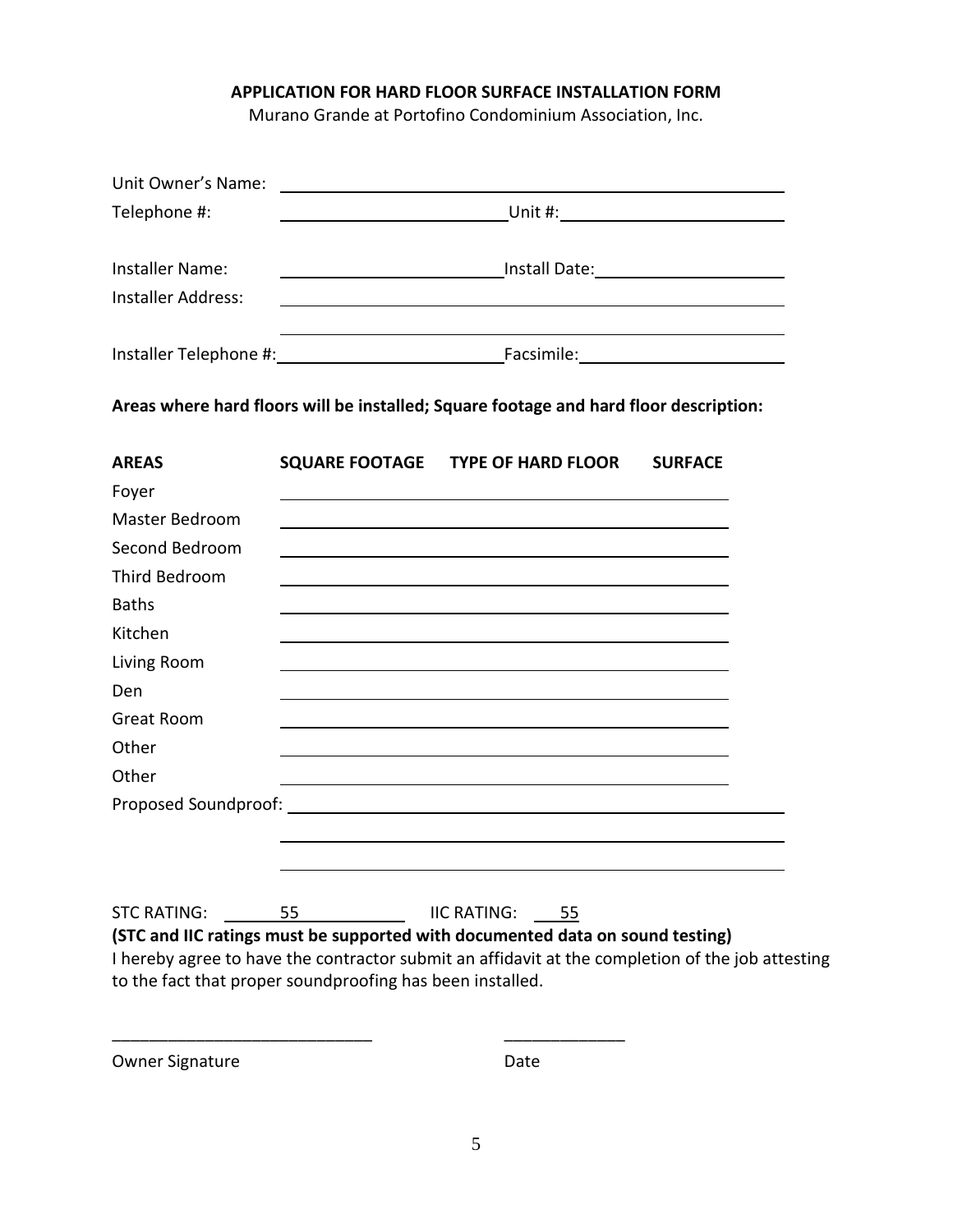**APPLICATION FOR HARD FLOOR SURFACE INSTALLATION FORM**

Murano Grande at Portofino Condominium Association, Inc.

Unit Owner's Name: ______________________________________________

Telephone #: ________________________ Unit #: ________________________

Installer Name: ________________________ Install Date: ____________________

Installer Address: ______________________________________________

______________________________________________

Installer Telephone #: ________________________ Facsimile: ______________________

**Areas where hard floors will be installed; Square footage and hard floor description:**

| AREAS | SQUARE FOOTAGE | TYPE OF HARD FLOOR | SURFACE |
|---|---|---|---|
| Foyer | | | |
| Master Bedroom | | | |
| Second Bedroom | | | |
| Third Bedroom | | | |
| Baths | | | |
| Kitchen | | | |
| Living Room | | | |
| Den | | | |
| Great Room | | | |
| Other | | | |
| Other | | | |

Proposed Soundproof: ______________________________________________

______________________________________________

______________________________________________

STC RATING: 55 IIC RATING: 55

**(STC and IIC ratings must be supported with documented data on sound testing)**

I hereby agree to have the contractor submit an affidavit at the completion of the job attesting to the fact that proper soundproofing has been installed.

_____________________________ _____________

Owner Signature Date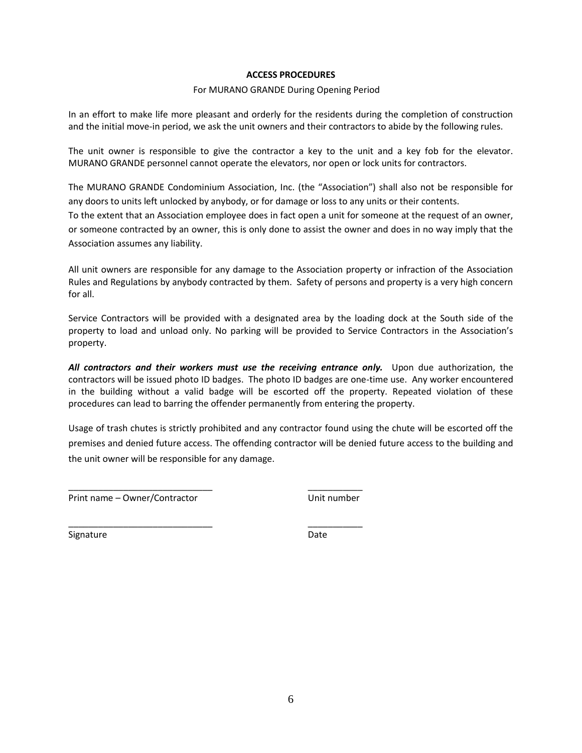**ACCESS PROCEDURES**

For MURANO GRANDE During Opening Period

In an effort to make life more pleasant and orderly for the residents during the completion of construction and the initial move-in period, we ask the unit owners and their contractors to abide by the following rules.

The unit owner is responsible to give the contractor a key to the unit and a key fob for the elevator. MURANO GRANDE personnel cannot operate the elevators, nor open or lock units for contractors.

The MURANO GRANDE Condominium Association, Inc. (the "Association") shall also not be responsible for any doors to units left unlocked by anybody, or for damage or loss to any units or their contents.
To the extent that an Association employee does in fact open a unit for someone at the request of an owner, or someone contracted by an owner, this is only done to assist the owner and does in no way imply that the Association assumes any liability.

All unit owners are responsible for any damage to the Association property or infraction of the Association Rules and Regulations by anybody contracted by them. Safety of persons and property is a very high concern for all.

Service Contractors will be provided with a designated area by the loading dock at the South side of the property to load and unload only. No parking will be provided to Service Contractors in the Association's property.

***All contractors and their workers must use the receiving entrance only.*** Upon due authorization, the contractors will be issued photo ID badges. The photo ID badges are one-time use. Any worker encountered in the building without a valid badge will be escorted off the property. Repeated violation of these procedures can lead to barring the offender permanently from entering the property.

Usage of trash chutes is strictly prohibited and any contractor found using the chute will be escorted off the premises and denied future access. The offending contractor will be denied future access to the building and the unit owner will be responsible for any damage.

_____________________________ ___________
Print name – Owner/Contractor Unit number

_____________________________ ___________
Signature Date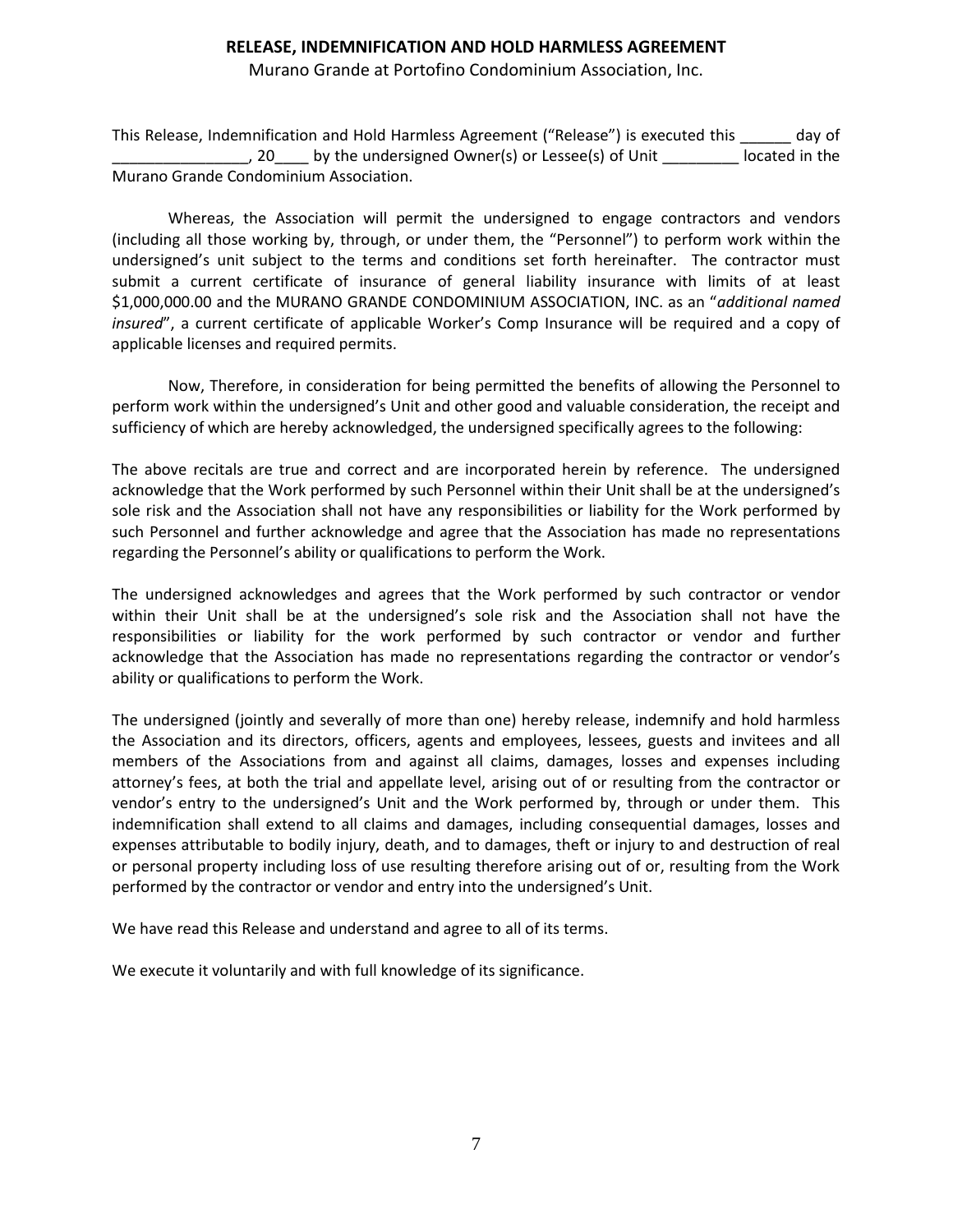# RELEASE, INDEMNIFICATION AND HOLD HARMLESS AGREEMENT

Murano Grande at Portofino Condominium Association, Inc.

This Release, Indemnification and Hold Harmless Agreement ("Release") is executed this ______ day of ________________, 20____ by the undersigned Owner(s) or Lessee(s) of Unit _________ located in the Murano Grande Condominium Association.

Whereas, the Association will permit the undersigned to engage contractors and vendors (including all those working by, through, or under them, the "Personnel") to perform work within the undersigned's unit subject to the terms and conditions set forth hereinafter. The contractor must submit a current certificate of insurance of general liability insurance with limits of at least $1,000,000.00 and the MURANO GRANDE CONDOMINIUM ASSOCIATION, INC. as an "*additional named insured*", a current certificate of applicable Worker's Comp Insurance will be required and a copy of applicable licenses and required permits.

Now, Therefore, in consideration for being permitted the benefits of allowing the Personnel to perform work within the undersigned's Unit and other good and valuable consideration, the receipt and sufficiency of which are hereby acknowledged, the undersigned specifically agrees to the following:

The above recitals are true and correct and are incorporated herein by reference. The undersigned acknowledge that the Work performed by such Personnel within their Unit shall be at the undersigned's sole risk and the Association shall not have any responsibilities or liability for the Work performed by such Personnel and further acknowledge and agree that the Association has made no representations regarding the Personnel's ability or qualifications to perform the Work.

The undersigned acknowledges and agrees that the Work performed by such contractor or vendor within their Unit shall be at the undersigned's sole risk and the Association shall not have the responsibilities or liability for the work performed by such contractor or vendor and further acknowledge that the Association has made no representations regarding the contractor or vendor's ability or qualifications to perform the Work.

The undersigned (jointly and severally of more than one) hereby release, indemnify and hold harmless the Association and its directors, officers, agents and employees, lessees, guests and invitees and all members of the Associations from and against all claims, damages, losses and expenses including attorney's fees, at both the trial and appellate level, arising out of or resulting from the contractor or vendor's entry to the undersigned's Unit and the Work performed by, through or under them. This indemnification shall extend to all claims and damages, including consequential damages, losses and expenses attributable to bodily injury, death, and to damages, theft or injury to and destruction of real or personal property including loss of use resulting therefore arising out of or, resulting from the Work performed by the contractor or vendor and entry into the undersigned's Unit.

We have read this Release and understand and agree to all of its terms.

We execute it voluntarily and with full knowledge of its significance.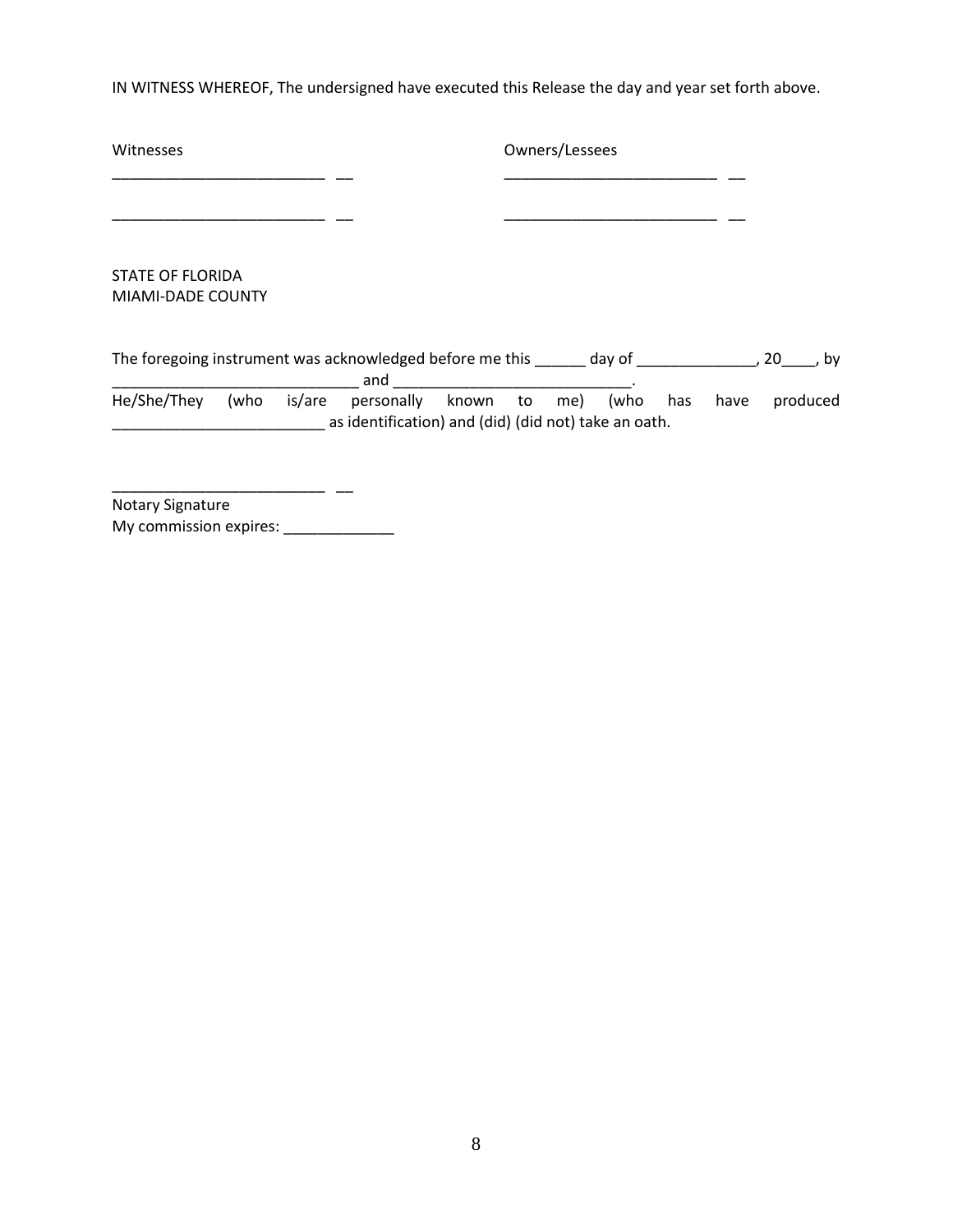IN WITNESS WHEREOF, The undersigned have executed this Release the day and year set forth above.

| Witnesses | Owners/Lessees |
|---|---|
| _________________________ __ | _________________________ __ |
| _________________________ __ | _________________________ __ |

STATE OF FLORIDA
MIAMI-DADE COUNTY

The foregoing instrument was acknowledged before me this ______ day of ______________, 20____, by ____________________________ and ____________________________. He/She/They (who is/are personally known to me) (who has have produced _________________________ as identification) and (did) (did not) take an oath.

_________________________ __
Notary Signature
My commission expires: _____________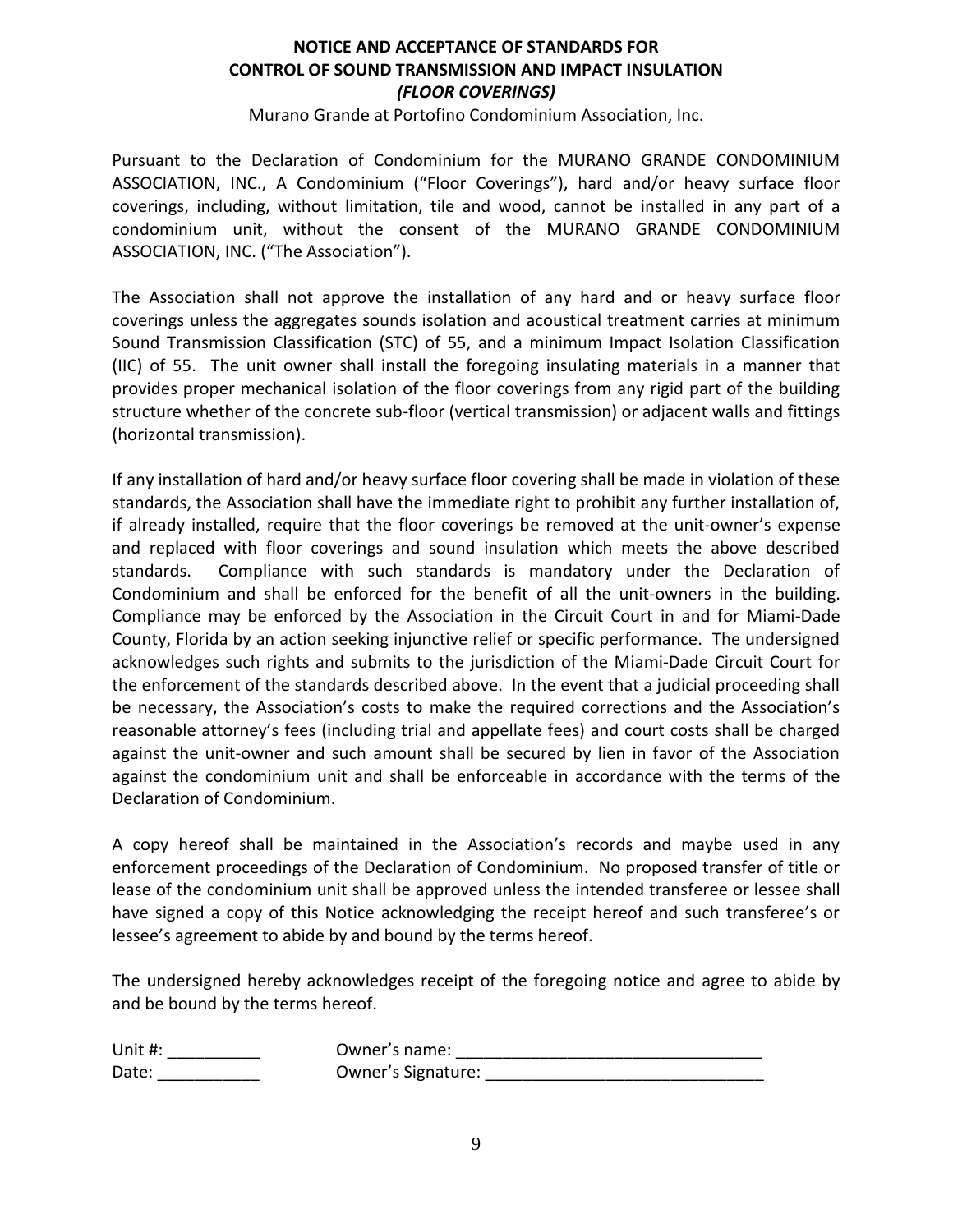# NOTICE AND ACCEPTANCE OF STANDARDS FOR CONTROL OF SOUND TRANSMISSION AND IMPACT INSULATION *(FLOOR COVERINGS)*

Murano Grande at Portofino Condominium Association, Inc.

Pursuant to the Declaration of Condominium for the MURANO GRANDE CONDOMINIUM ASSOCIATION, INC., A Condominium ("Floor Coverings"), hard and/or heavy surface floor coverings, including, without limitation, tile and wood, cannot be installed in any part of a condominium unit, without the consent of the MURANO GRANDE CONDOMINIUM ASSOCIATION, INC. ("The Association").

The Association shall not approve the installation of any hard and or heavy surface floor coverings unless the aggregates sounds isolation and acoustical treatment carries at minimum Sound Transmission Classification (STC) of 55, and a minimum Impact Isolation Classification (IIC) of 55. The unit owner shall install the foregoing insulating materials in a manner that provides proper mechanical isolation of the floor coverings from any rigid part of the building structure whether of the concrete sub-floor (vertical transmission) or adjacent walls and fittings (horizontal transmission).

If any installation of hard and/or heavy surface floor covering shall be made in violation of these standards, the Association shall have the immediate right to prohibit any further installation of, if already installed, require that the floor coverings be removed at the unit-owner's expense and replaced with floor coverings and sound insulation which meets the above described standards. Compliance with such standards is mandatory under the Declaration of Condominium and shall be enforced for the benefit of all the unit-owners in the building. Compliance may be enforced by the Association in the Circuit Court in and for Miami-Dade County, Florida by an action seeking injunctive relief or specific performance. The undersigned acknowledges such rights and submits to the jurisdiction of the Miami-Dade Circuit Court for the enforcement of the standards described above. In the event that a judicial proceeding shall be necessary, the Association's costs to make the required corrections and the Association's reasonable attorney's fees (including trial and appellate fees) and court costs shall be charged against the unit-owner and such amount shall be secured by lien in favor of the Association against the condominium unit and shall be enforceable in accordance with the terms of the Declaration of Condominium.

A copy hereof shall be maintained in the Association's records and maybe used in any enforcement proceedings of the Declaration of Condominium. No proposed transfer of title or lease of the condominium unit shall be approved unless the intended transferee or lessee shall have signed a copy of this Notice acknowledging the receipt hereof and such transferee's or lessee's agreement to abide by and bound by the terms hereof.

The undersigned hereby acknowledges receipt of the foregoing notice and agree to abide by and be bound by the terms hereof.

Unit #: __________ Owner's name: ________________________________

Date: ___________ Owner's Signature: ______________________________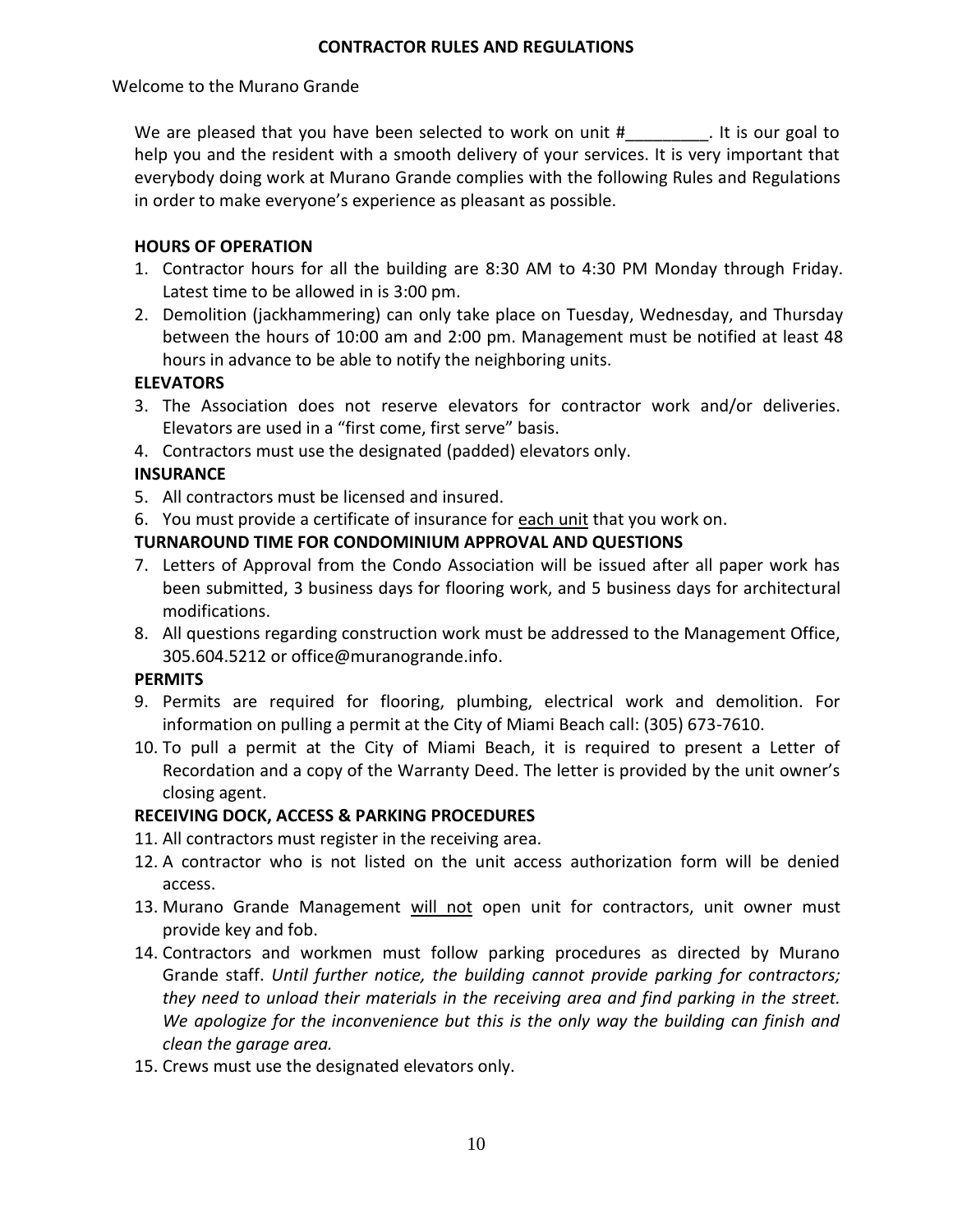# CONTRACTOR RULES AND REGULATIONS

Welcome to the Murano Grande

We are pleased that you have been selected to work on unit #_________. It is our goal to help you and the resident with a smooth delivery of your services. It is very important that everybody doing work at Murano Grande complies with the following Rules and Regulations in order to make everyone's experience as pleasant as possible.

**HOURS OF OPERATION**

1. Contractor hours for all the building are 8:30 AM to 4:30 PM Monday through Friday. Latest time to be allowed in is 3:00 pm.
2. Demolition (jackhammering) can only take place on Tuesday, Wednesday, and Thursday between the hours of 10:00 am and 2:00 pm. Management must be notified at least 48 hours in advance to be able to notify the neighboring units.

**ELEVATORS**

3. The Association does not reserve elevators for contractor work and/or deliveries. Elevators are used in a "first come, first serve" basis.
4. Contractors must use the designated (padded) elevators only.

**INSURANCE**

5. All contractors must be licensed and insured.
6. You must provide a certificate of insurance for <u>each unit</u> that you work on.

**TURNAROUND TIME FOR CONDOMINIUM APPROVAL AND QUESTIONS**

7. Letters of Approval from the Condo Association will be issued after all paper work has been submitted, 3 business days for flooring work, and 5 business days for architectural modifications.
8. All questions regarding construction work must be addressed to the Management Office, 305.604.5212 or office@muranogrande.info.

**PERMITS**

9. Permits are required for flooring, plumbing, electrical work and demolition. For information on pulling a permit at the City of Miami Beach call: (305) 673-7610.
10. To pull a permit at the City of Miami Beach, it is required to present a Letter of Recordation and a copy of the Warranty Deed. The letter is provided by the unit owner's closing agent.

**RECEIVING DOCK, ACCESS & PARKING PROCEDURES**

11. All contractors must register in the receiving area.
12. A contractor who is not listed on the unit access authorization form will be denied access.
13. Murano Grande Management <u>will not</u> open unit for contractors, unit owner must provide key and fob.
14. Contractors and workmen must follow parking procedures as directed by Murano Grande staff. *Until further notice, the building cannot provide parking for contractors; they need to unload their materials in the receiving area and find parking in the street. We apologize for the inconvenience but this is the only way the building can finish and clean the garage area.*
15. Crews must use the designated elevators only.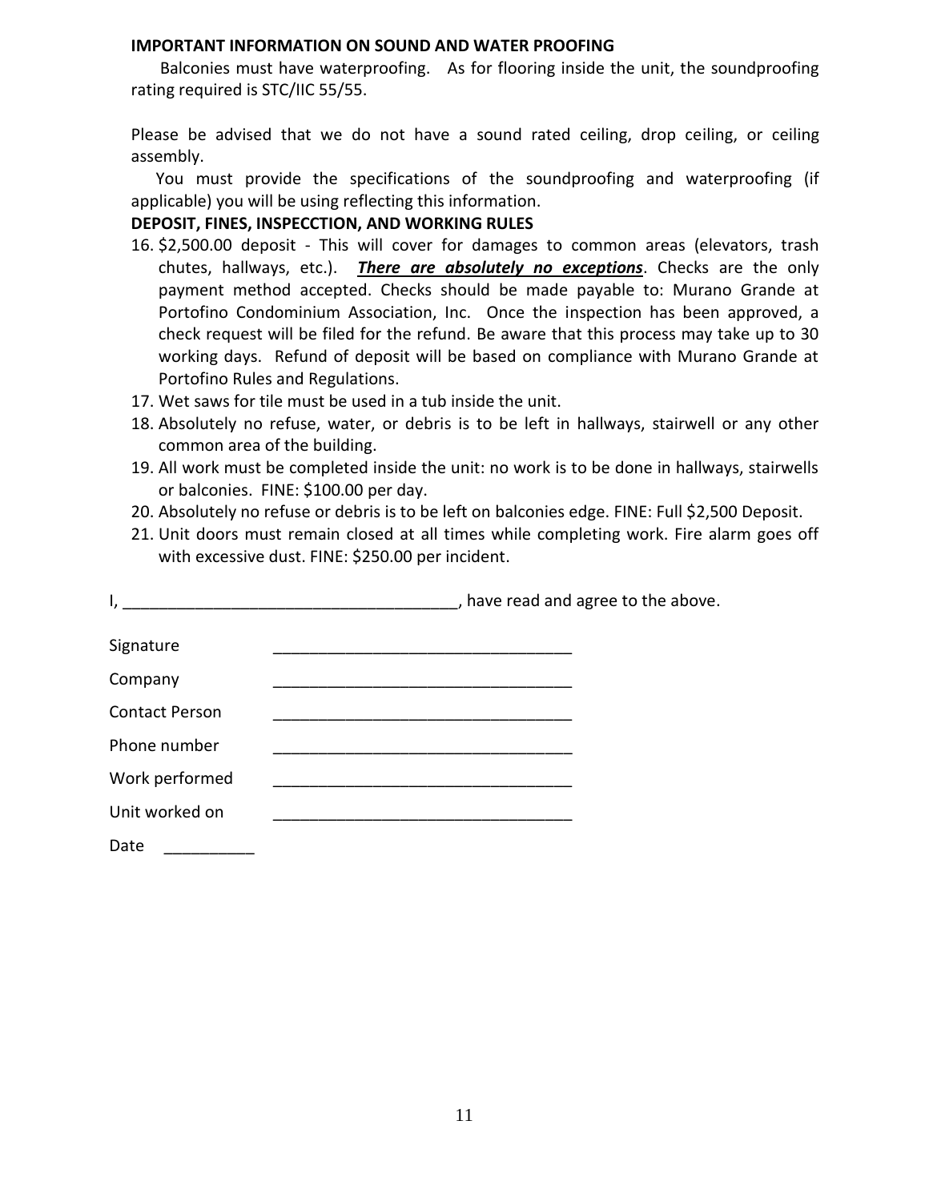**IMPORTANT INFORMATION ON SOUND AND WATER PROOFING**

Balconies must have waterproofing. As for flooring inside the unit, the soundproofing rating required is STC/IIC 55/55.

Please be advised that we do not have a sound rated ceiling, drop ceiling, or ceiling assembly.

You must provide the specifications of the soundproofing and waterproofing (if applicable) you will be using reflecting this information.

**DEPOSIT, FINES, INSPECCTION, AND WORKING RULES**

16. $2,500.00 deposit - This will cover for damages to common areas (elevators, trash chutes, hallways, etc.). ***There are absolutely no exceptions***. Checks are the only payment method accepted. Checks should be made payable to: Murano Grande at Portofino Condominium Association, Inc. Once the inspection has been approved, a check request will be filed for the refund. Be aware that this process may take up to 30 working days. Refund of deposit will be based on compliance with Murano Grande at Portofino Rules and Regulations.
17. Wet saws for tile must be used in a tub inside the unit.
18. Absolutely no refuse, water, or debris is to be left in hallways, stairwell or any other common area of the building.
19. All work must be completed inside the unit: no work is to be done in hallways, stairwells or balconies. FINE: $100.00 per day.
20. Absolutely no refuse or debris is to be left on balconies edge. FINE: Full $2,500 Deposit.
21. Unit doors must remain closed at all times while completing work. Fire alarm goes off with excessive dust. FINE: $250.00 per incident.

I, ____________________________________, have read and agree to the above.

Signature ________________________________

Company ________________________________

Contact Person ________________________________

Phone number ________________________________

Work performed ________________________________

Unit worked on ________________________________

Date __________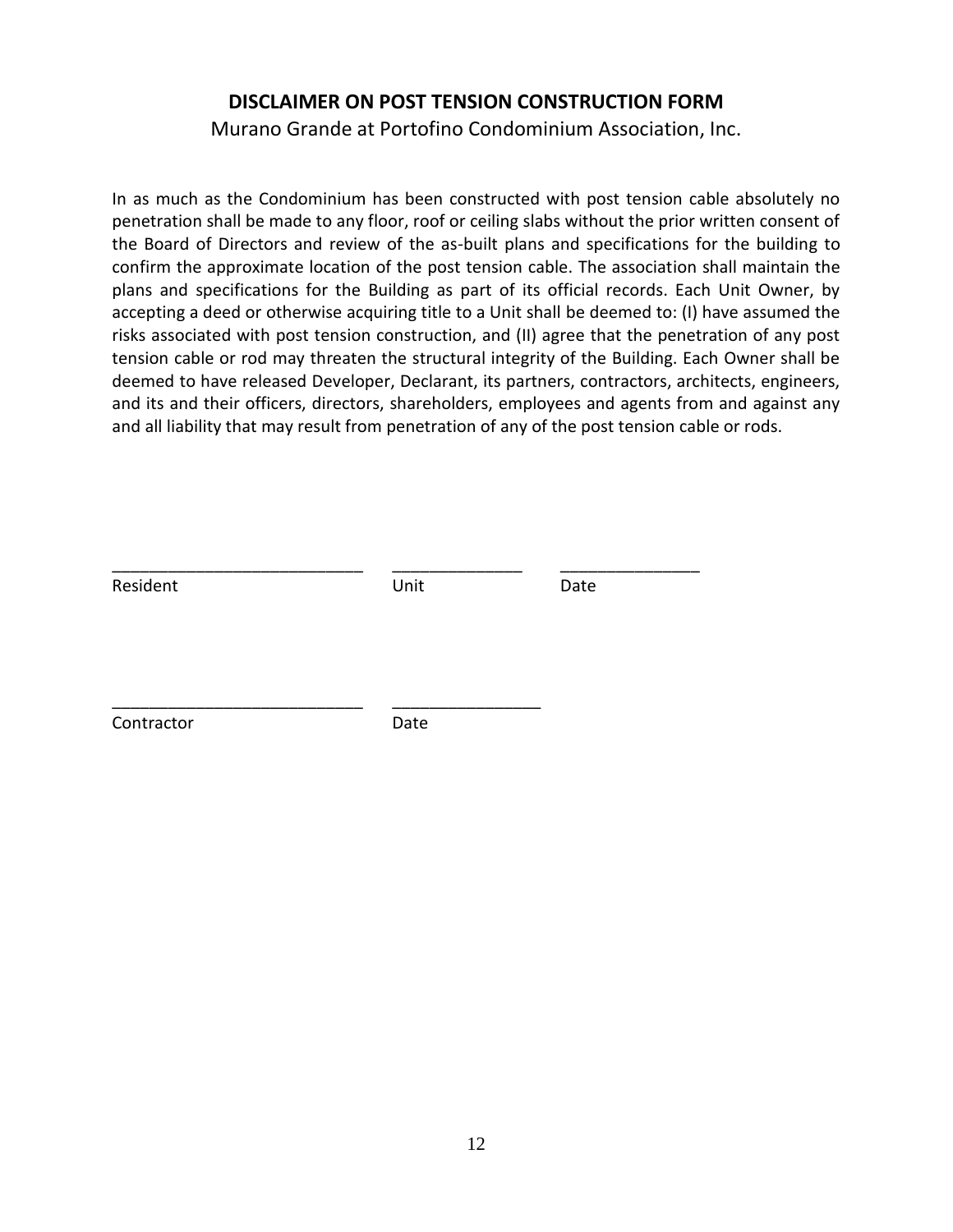# DISCLAIMER ON POST TENSION CONSTRUCTION FORM

Murano Grande at Portofino Condominium Association, Inc.

In as much as the Condominium has been constructed with post tension cable absolutely no penetration shall be made to any floor, roof or ceiling slabs without the prior written consent of the Board of Directors and review of the as-built plans and specifications for the building to confirm the approximate location of the post tension cable. The association shall maintain the plans and specifications for the Building as part of its official records. Each Unit Owner, by accepting a deed or otherwise acquiring title to a Unit shall be deemed to: (I) have assumed the risks associated with post tension construction, and (II) agree that the penetration of any post tension cable or rod may threaten the structural integrity of the Building. Each Owner shall be deemed to have released Developer, Declarant, its partners, contractors, architects, engineers, and its and their officers, directors, shareholders, employees and agents from and against any and all liability that may result from penetration of any of the post tension cable or rods.

___________________________ ______________ _______________

Resident Unit Date

___________________________ ________________

Contractor Date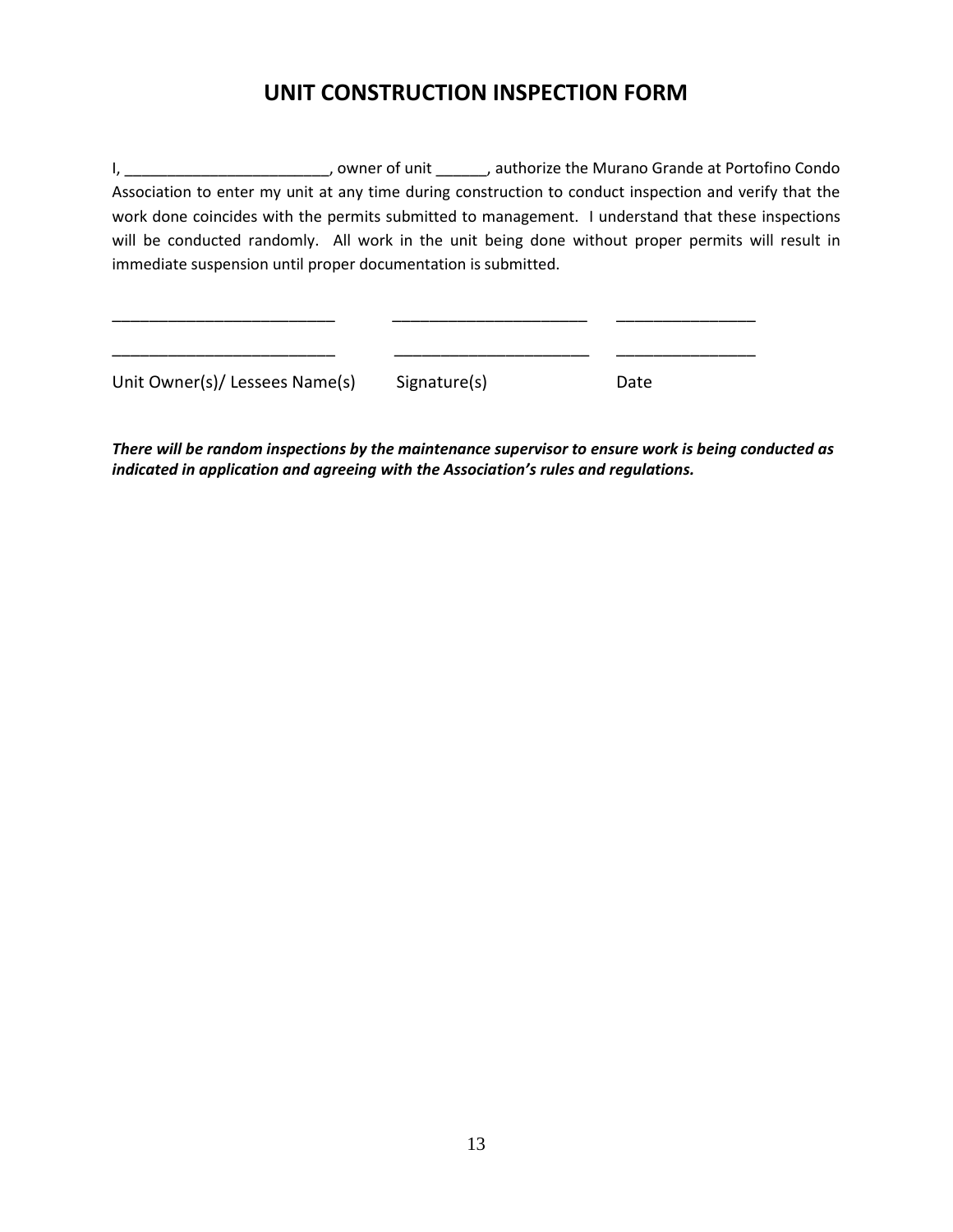# UNIT CONSTRUCTION INSPECTION FORM

I, ________________________, owner of unit ______, authorize the Murano Grande at Portofino Condo Association to enter my unit at any time during construction to conduct inspection and verify that the work done coincides with the permits submitted to management. I understand that these inspections will be conducted randomly. All work in the unit being done without proper permits will result in immediate suspension until proper documentation is submitted.

| | | |
|---|---|---|
| _________________________ | ______________________ | ________________ |
| _________________________ | ______________________ | ________________ |
| Unit Owner(s)/ Lessees Name(s) | Signature(s) | Date |

***There will be random inspections by the maintenance supervisor to ensure work is being conducted as indicated in application and agreeing with the Association's rules and regulations.***